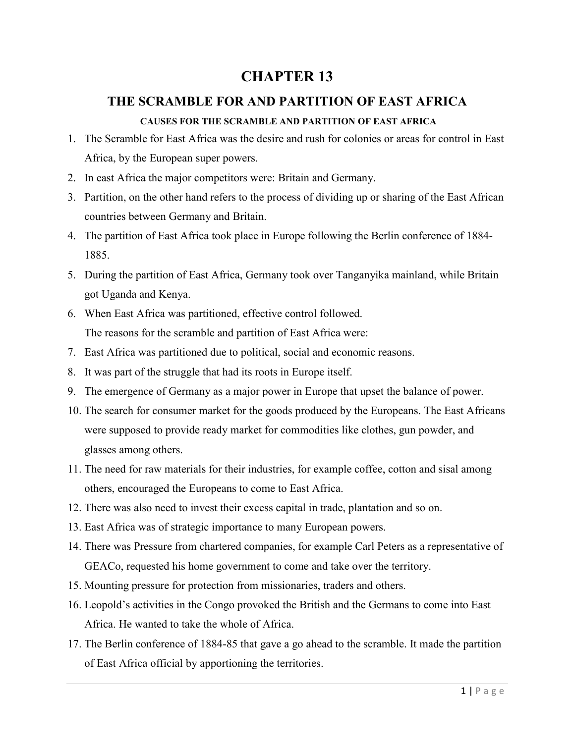# CHAPTER 13

## THE SCRAMBLE FOR AND PARTITION OF EAST AFRICA

### CAUSES FOR THE SCRAMBLE AND PARTITION OF EAST AFRICA

1. The Scramble for East Africa was the desire and rush for colonies or areas for control in East Africa, by the European super powers.
2. In east Africa the major competitors were: Britain and Germany.
3. Partition, on the other hand refers to the process of dividing up or sharing of the East African countries between Germany and Britain.
4. The partition of East Africa took place in Europe following the Berlin conference of 1884-1885.
5. During the partition of East Africa, Germany took over Tanganyika mainland, while Britain got Uganda and Kenya.
6. When East Africa was partitioned, effective control followed.

   The reasons for the scramble and partition of East Africa were:
7. East Africa was partitioned due to political, social and economic reasons.
8. It was part of the struggle that had its roots in Europe itself.
9. The emergence of Germany as a major power in Europe that upset the balance of power.
10. The search for consumer market for the goods produced by the Europeans. The East Africans were supposed to provide ready market for commodities like clothes, gun powder, and glasses among others.
11. The need for raw materials for their industries, for example coffee, cotton and sisal among others, encouraged the Europeans to come to East Africa.
12. There was also need to invest their excess capital in trade, plantation and so on.
13. East Africa was of strategic importance to many European powers.
14. There was Pressure from chartered companies, for example Carl Peters as a representative of GEACo, requested his home government to come and take over the territory.
15. Mounting pressure for protection from missionaries, traders and others.
16. Leopold's activities in the Congo provoked the British and the Germans to come into East Africa. He wanted to take the whole of Africa.
17. The Berlin conference of 1884-85 that gave a go ahead to the scramble. It made the partition of East Africa official by apportioning the territories.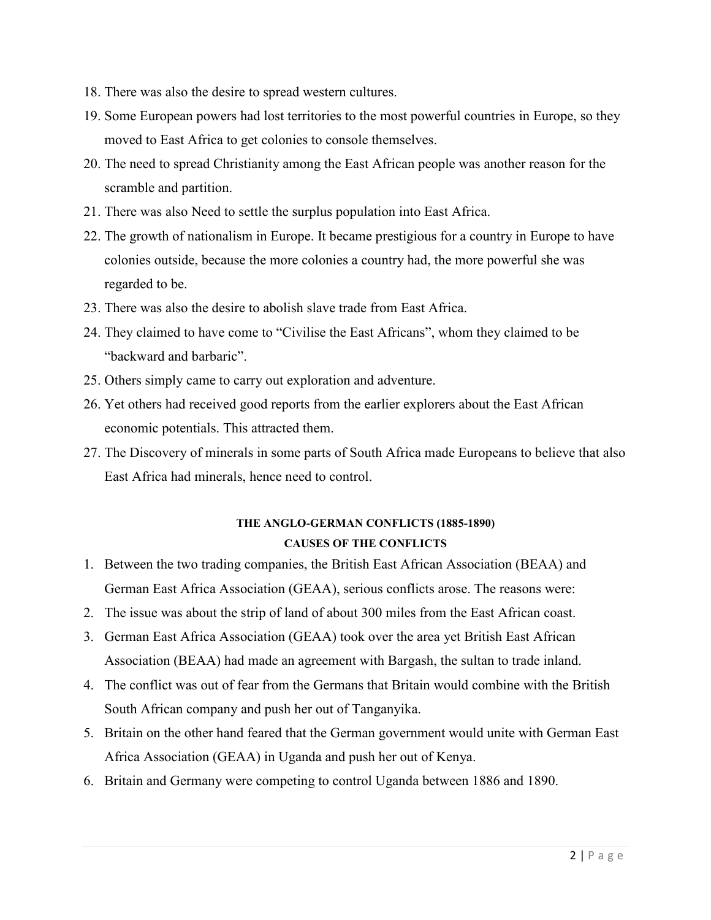18. There was also the desire to spread western cultures.
19. Some European powers had lost territories to the most powerful countries in Europe, so they moved to East Africa to get colonies to console themselves.
20. The need to spread Christianity among the East African people was another reason for the scramble and partition.
21. There was also Need to settle the surplus population into East Africa.
22. The growth of nationalism in Europe. It became prestigious for a country in Europe to have colonies outside, because the more colonies a country had, the more powerful she was regarded to be.
23. There was also the desire to abolish slave trade from East Africa.
24. They claimed to have come to "Civilise the East Africans", whom they claimed to be "backward and barbaric".
25. Others simply came to carry out exploration and adventure.
26. Yet others had received good reports from the earlier explorers about the East African economic potentials. This attracted them.
27. The Discovery of minerals in some parts of South Africa made Europeans to believe that also East Africa had minerals, hence need to control.

## THE ANGLO-GERMAN CONFLICTS (1885-1890)

### CAUSES OF THE CONFLICTS

1. Between the two trading companies, the British East African Association (BEAA) and German East Africa Association (GEAA), serious conflicts arose. The reasons were:
2. The issue was about the strip of land of about 300 miles from the East African coast.
3. German East Africa Association (GEAA) took over the area yet British East African Association (BEAA) had made an agreement with Bargash, the sultan to trade inland.
4. The conflict was out of fear from the Germans that Britain would combine with the British South African company and push her out of Tanganyika.
5. Britain on the other hand feared that the German government would unite with German East Africa Association (GEAA) in Uganda and push her out of Kenya.
6. Britain and Germany were competing to control Uganda between 1886 and 1890.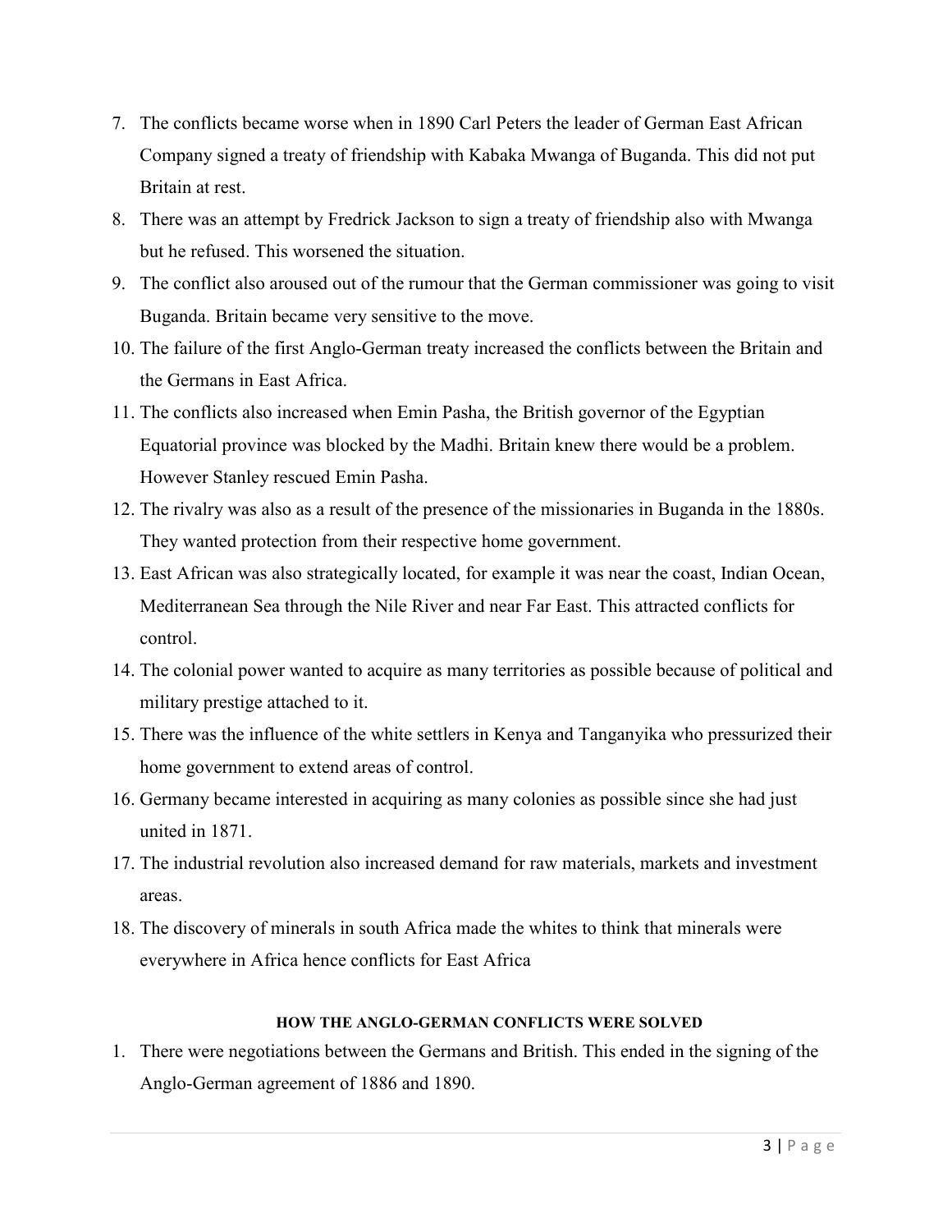7. The conflicts became worse when in 1890 Carl Peters the leader of German East African Company signed a treaty of friendship with Kabaka Mwanga of Buganda. This did not put Britain at rest.
8. There was an attempt by Fredrick Jackson to sign a treaty of friendship also with Mwanga but he refused. This worsened the situation.
9. The conflict also aroused out of the rumour that the German commissioner was going to visit Buganda. Britain became very sensitive to the move.
10. The failure of the first Anglo-German treaty increased the conflicts between the Britain and the Germans in East Africa.
11. The conflicts also increased when Emin Pasha, the British governor of the Egyptian Equatorial province was blocked by the Madhi. Britain knew there would be a problem. However Stanley rescued Emin Pasha.
12. The rivalry was also as a result of the presence of the missionaries in Buganda in the 1880s. They wanted protection from their respective home government.
13. East African was also strategically located, for example it was near the coast, Indian Ocean, Mediterranean Sea through the Nile River and near Far East. This attracted conflicts for control.
14. The colonial power wanted to acquire as many territories as possible because of political and military prestige attached to it.
15. There was the influence of the white settlers in Kenya and Tanganyika who pressurized their home government to extend areas of control.
16. Germany became interested in acquiring as many colonies as possible since she had just united in 1871.
17. The industrial revolution also increased demand for raw materials, markets and investment areas.
18. The discovery of minerals in south Africa made the whites to think that minerals were everywhere in Africa hence conflicts for East Africa

#### HOW THE ANGLO-GERMAN CONFLICTS WERE SOLVED

1. There were negotiations between the Germans and British. This ended in the signing of the Anglo-German agreement of 1886 and 1890.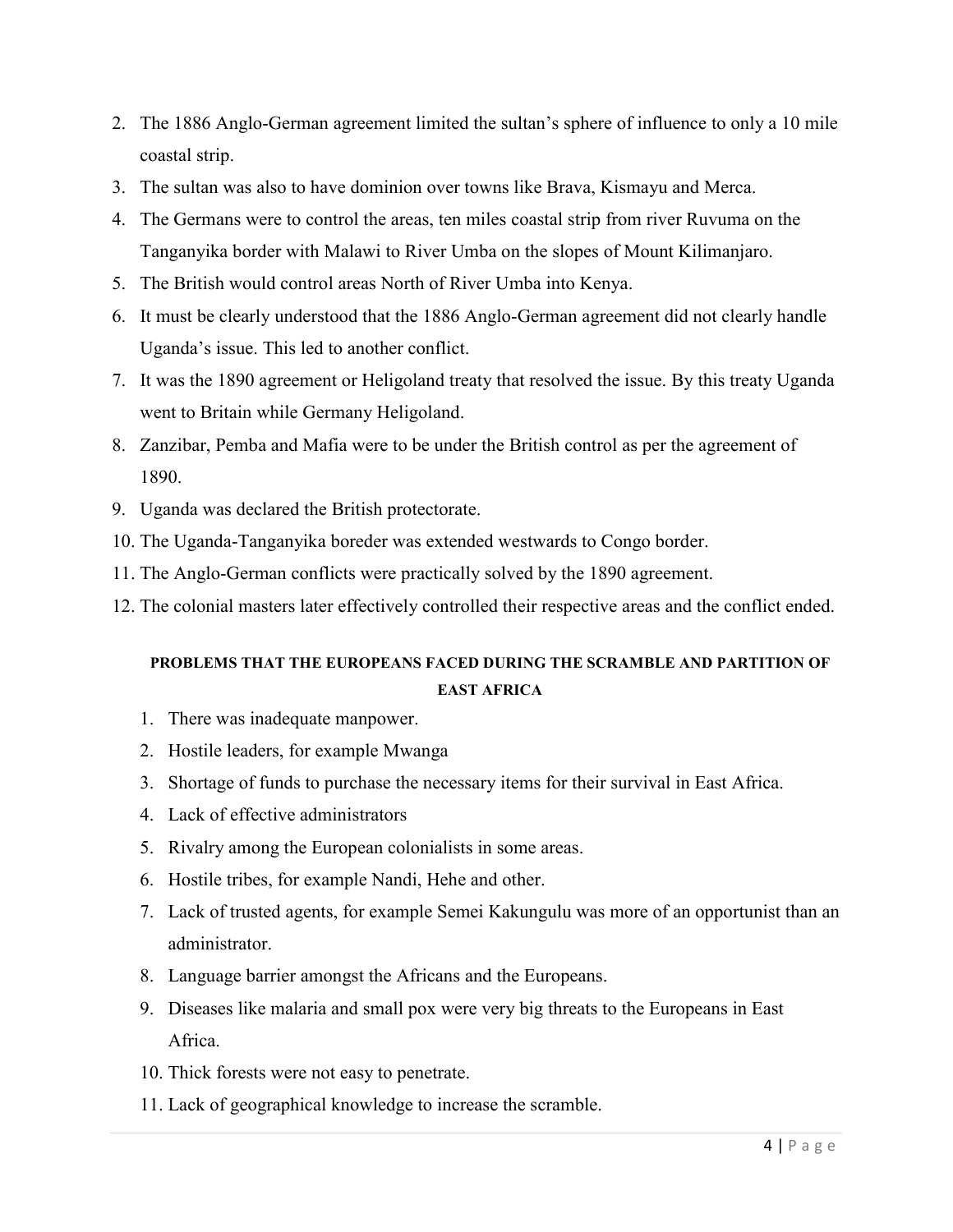2. The 1886 Anglo-German agreement limited the sultan's sphere of influence to only a 10 mile coastal strip.
3. The sultan was also to have dominion over towns like Brava, Kismayu and Merca.
4. The Germans were to control the areas, ten miles coastal strip from river Ruvuma on the Tanganyika border with Malawi to River Umba on the slopes of Mount Kilimanjaro.
5. The British would control areas North of River Umba into Kenya.
6. It must be clearly understood that the 1886 Anglo-German agreement did not clearly handle Uganda's issue. This led to another conflict.
7. It was the 1890 agreement or Heligoland treaty that resolved the issue. By this treaty Uganda went to Britain while Germany Heligoland.
8. Zanzibar, Pemba and Mafia were to be under the British control as per the agreement of 1890.
9. Uganda was declared the British protectorate.
10. The Uganda-Tanganyika boreder was extended westwards to Congo border.
11. The Anglo-German conflicts were practically solved by the 1890 agreement.
12. The colonial masters later effectively controlled their respective areas and the conflict ended.

#### PROBLEMS THAT THE EUROPEANS FACED DURING THE SCRAMBLE AND PARTITION OF EAST AFRICA

1. There was inadequate manpower.
2. Hostile leaders, for example Mwanga
3. Shortage of funds to purchase the necessary items for their survival in East Africa.
4. Lack of effective administrators
5. Rivalry among the European colonialists in some areas.
6. Hostile tribes, for example Nandi, Hehe and other.
7. Lack of trusted agents, for example Semei Kakungulu was more of an opportunist than an administrator.
8. Language barrier amongst the Africans and the Europeans.
9. Diseases like malaria and small pox were very big threats to the Europeans in East Africa.
10. Thick forests were not easy to penetrate.
11. Lack of geographical knowledge to increase the scramble.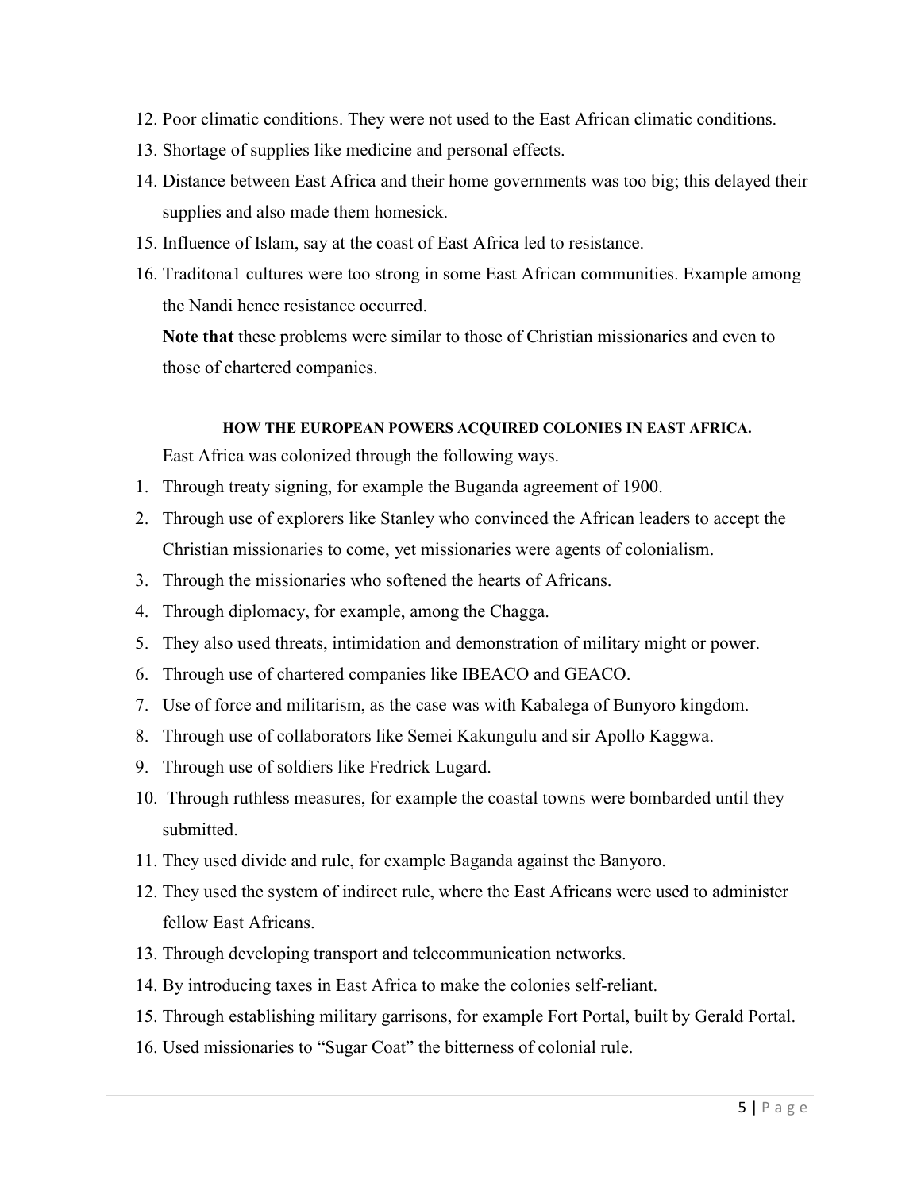12. Poor climatic conditions. They were not used to the East African climatic conditions.
13. Shortage of supplies like medicine and personal effects.
14. Distance between East Africa and their home governments was too big; this delayed their supplies and also made them homesick.
15. Influence of Islam, say at the coast of East Africa led to resistance.
16. Traditona1 cultures were too strong in some East African communities. Example among the Nandi hence resistance occurred.

    **Note that** these problems were similar to those of Christian missionaries and even to those of chartered companies.

#### HOW THE EUROPEAN POWERS ACQUIRED COLONIES IN EAST AFRICA.

East Africa was colonized through the following ways.

1. Through treaty signing, for example the Buganda agreement of 1900.
2. Through use of explorers like Stanley who convinced the African leaders to accept the Christian missionaries to come, yet missionaries were agents of colonialism.
3. Through the missionaries who softened the hearts of Africans.
4. Through diplomacy, for example, among the Chagga.
5. They also used threats, intimidation and demonstration of military might or power.
6. Through use of chartered companies like IBEACO and GEACO.
7. Use of force and militarism, as the case was with Kabalega of Bunyoro kingdom.
8. Through use of collaborators like Semei Kakungulu and sir Apollo Kaggwa.
9. Through use of soldiers like Fredrick Lugard.
10. Through ruthless measures, for example the coastal towns were bombarded until they submitted.
11. They used divide and rule, for example Baganda against the Banyoro.
12. They used the system of indirect rule, where the East Africans were used to administer fellow East Africans.
13. Through developing transport and telecommunication networks.
14. By introducing taxes in East Africa to make the colonies self-reliant.
15. Through establishing military garrisons, for example Fort Portal, built by Gerald Portal.
16. Used missionaries to "Sugar Coat" the bitterness of colonial rule.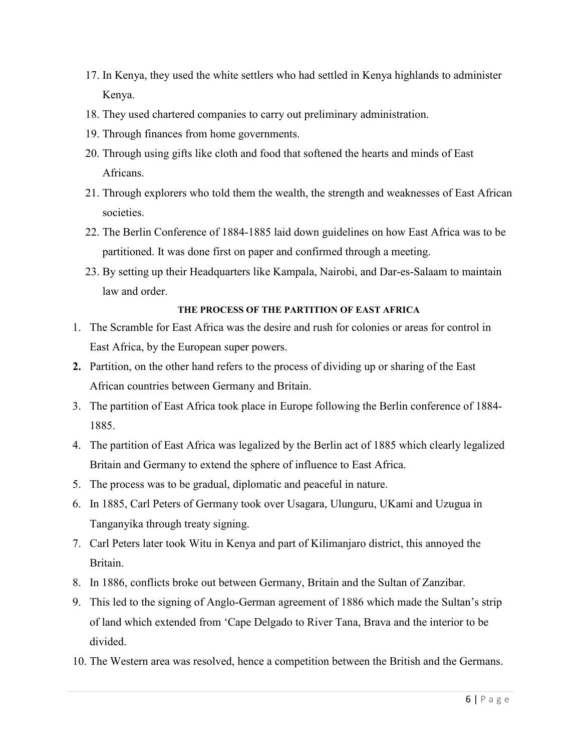17. In Kenya, they used the white settlers who had settled in Kenya highlands to administer Kenya.
18. They used chartered companies to carry out preliminary administration.
19. Through finances from home governments.
20. Through using gifts like cloth and food that softened the hearts and minds of East Africans.
21. Through explorers who told them the wealth, the strength and weaknesses of East African societies.
22. The Berlin Conference of 1884-1885 laid down guidelines on how East Africa was to be partitioned. It was done first on paper and confirmed through a meeting.
23. By setting up their Headquarters like Kampala, Nairobi, and Dar-es-Salaam to maintain law and order.

**THE PROCESS OF THE PARTITION OF EAST AFRICA**

1. The Scramble for East Africa was the desire and rush for colonies or areas for control in East Africa, by the European super powers.
2. Partition, on the other hand refers to the process of dividing up or sharing of the East African countries between Germany and Britain.
3. The partition of East Africa took place in Europe following the Berlin conference of 1884-1885.
4. The partition of East Africa was legalized by the Berlin act of 1885 which clearly legalized Britain and Germany to extend the sphere of influence to East Africa.
5. The process was to be gradual, diplomatic and peaceful in nature.
6. In 1885, Carl Peters of Germany took over Usagara, Ulunguru, UKami and Uzugua in Tanganyika through treaty signing.
7. Carl Peters later took Witu in Kenya and part of Kilimanjaro district, this annoyed the Britain.
8. In 1886, conflicts broke out between Germany, Britain and the Sultan of Zanzibar.
9. This led to the signing of Anglo-German agreement of 1886 which made the Sultan's strip of land which extended from 'Cape Delgado to River Tana, Brava and the interior to be divided.
10. The Western area was resolved, hence a competition between the British and the Germans.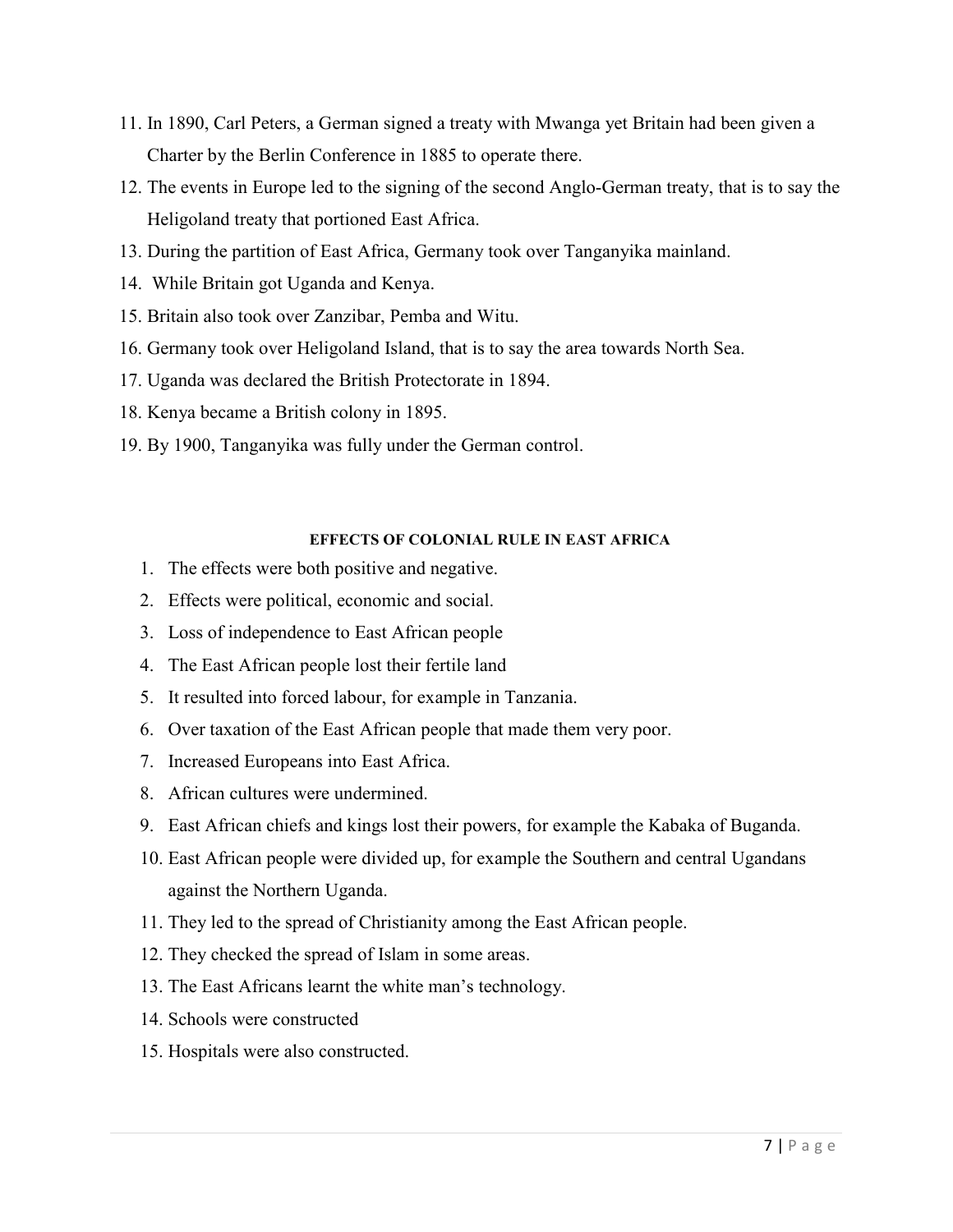11. In 1890, Carl Peters, a German signed a treaty with Mwanga yet Britain had been given a Charter by the Berlin Conference in 1885 to operate there.
12. The events in Europe led to the signing of the second Anglo-German treaty, that is to say the Heligoland treaty that portioned East Africa.
13. During the partition of East Africa, Germany took over Tanganyika mainland.
14. While Britain got Uganda and Kenya.
15. Britain also took over Zanzibar, Pemba and Witu.
16. Germany took over Heligoland Island, that is to say the area towards North Sea.
17. Uganda was declared the British Protectorate in 1894.
18. Kenya became a British colony in 1895.
19. By 1900, Tanganyika was fully under the German control.

**EFFECTS OF COLONIAL RULE IN EAST AFRICA**

1. The effects were both positive and negative.
2. Effects were political, economic and social.
3. Loss of independence to East African people
4. The East African people lost their fertile land
5. It resulted into forced labour, for example in Tanzania.
6. Over taxation of the East African people that made them very poor.
7. Increased Europeans into East Africa.
8. African cultures were undermined.
9. East African chiefs and kings lost their powers, for example the Kabaka of Buganda.
10. East African people were divided up, for example the Southern and central Ugandans against the Northern Uganda.
11. They led to the spread of Christianity among the East African people.
12. They checked the spread of Islam in some areas.
13. The East Africans learnt the white man's technology.
14. Schools were constructed
15. Hospitals were also constructed.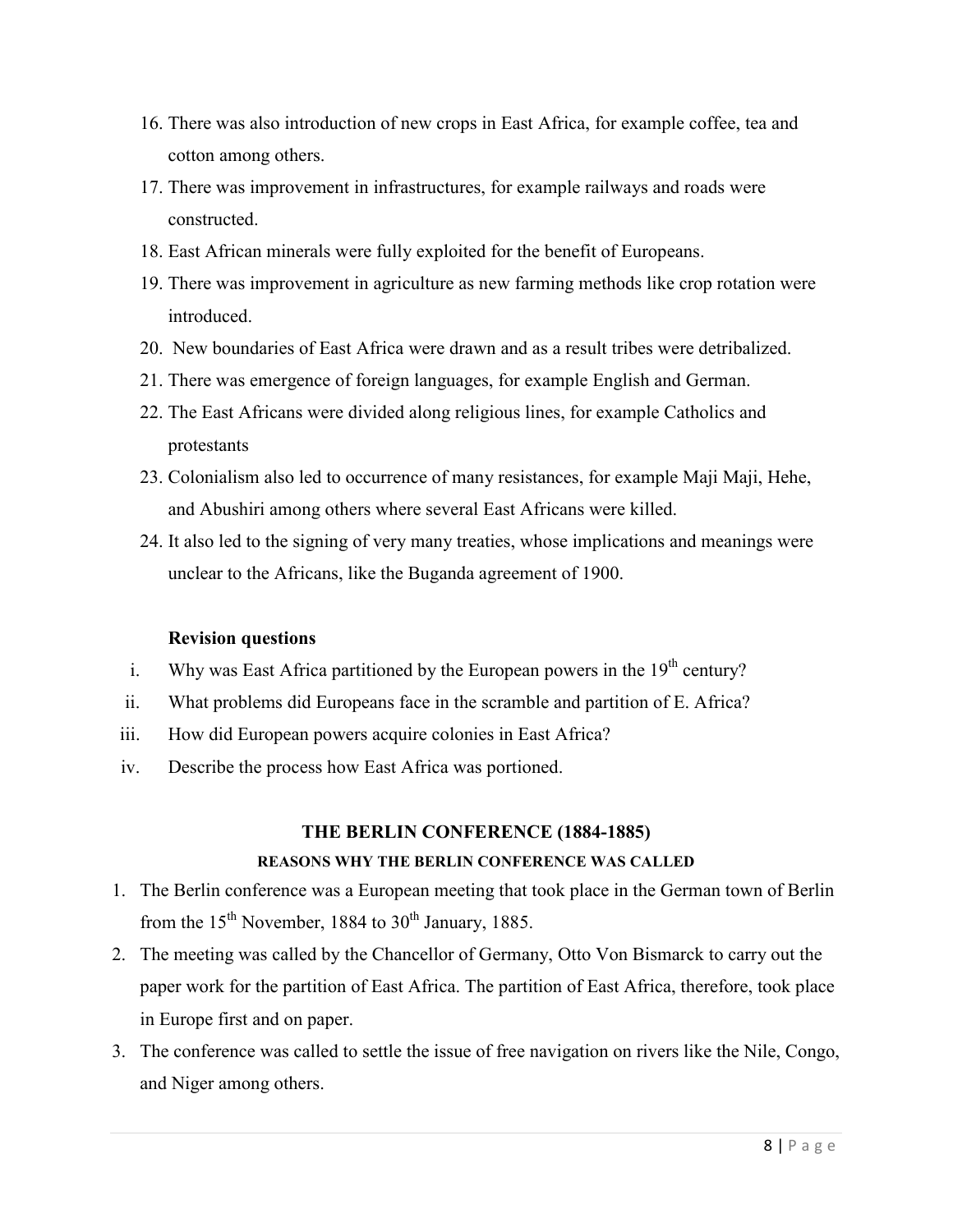16. There was also introduction of new crops in East Africa, for example coffee, tea and cotton among others.
17. There was improvement in infrastructures, for example railways and roads were constructed.
18. East African minerals were fully exploited for the benefit of Europeans.
19. There was improvement in agriculture as new farming methods like crop rotation were introduced.
20. New boundaries of East Africa were drawn and as a result tribes were detribalized.
21. There was emergence of foreign languages, for example English and German.
22. The East Africans were divided along religious lines, for example Catholics and protestants
23. Colonialism also led to occurrence of many resistances, for example Maji Maji, Hehe, and Abushiri among others where several East Africans were killed.
24. It also led to the signing of very many treaties, whose implications and meanings were unclear to the Africans, like the Buganda agreement of 1900.

**Revision questions**

i. Why was East Africa partitioned by the European powers in the 19th century?
ii. What problems did Europeans face in the scramble and partition of E. Africa?
iii. How did European powers acquire colonies in East Africa?
iv. Describe the process how East Africa was portioned.

## THE BERLIN CONFERENCE (1884-1885)

### REASONS WHY THE BERLIN CONFERENCE WAS CALLED

1. The Berlin conference was a European meeting that took place in the German town of Berlin from the 15th November, 1884 to 30th January, 1885.
2. The meeting was called by the Chancellor of Germany, Otto Von Bismarck to carry out the paper work for the partition of East Africa. The partition of East Africa, therefore, took place in Europe first and on paper.
3. The conference was called to settle the issue of free navigation on rivers like the Nile, Congo, and Niger among others.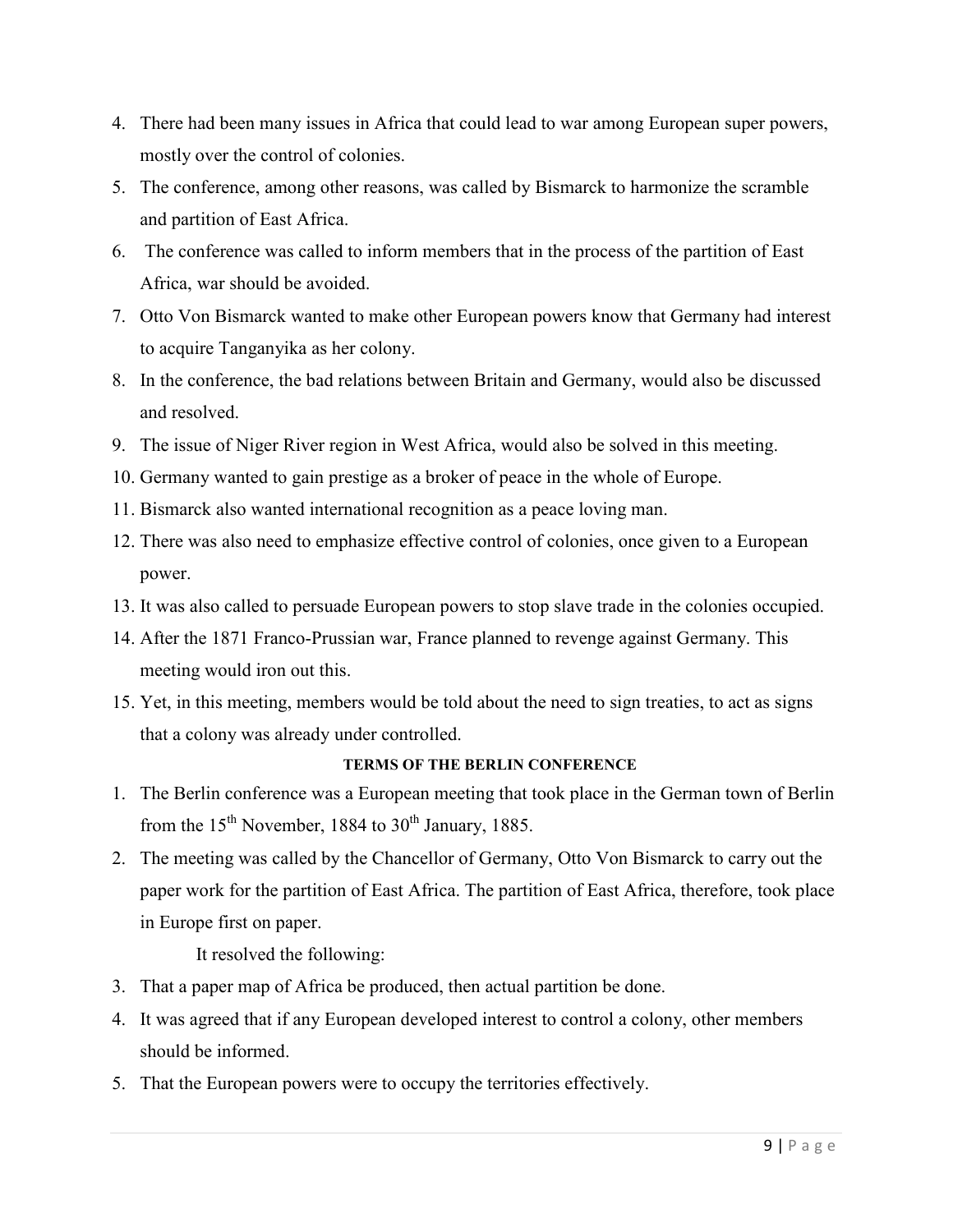4. There had been many issues in Africa that could lead to war among European super powers, mostly over the control of colonies.
5. The conference, among other reasons, was called by Bismarck to harmonize the scramble and partition of East Africa.
6. The conference was called to inform members that in the process of the partition of East Africa, war should be avoided.
7. Otto Von Bismarck wanted to make other European powers know that Germany had interest to acquire Tanganyika as her colony.
8. In the conference, the bad relations between Britain and Germany, would also be discussed and resolved.
9. The issue of Niger River region in West Africa, would also be solved in this meeting.
10. Germany wanted to gain prestige as a broker of peace in the whole of Europe.
11. Bismarck also wanted international recognition as a peace loving man.
12. There was also need to emphasize effective control of colonies, once given to a European power.
13. It was also called to persuade European powers to stop slave trade in the colonies occupied.
14. After the 1871 Franco-Prussian war, France planned to revenge against Germany. This meeting would iron out this.
15. Yet, in this meeting, members would be told about the need to sign treaties, to act as signs that a colony was already under controlled.

**TERMS OF THE BERLIN CONFERENCE**

1. The Berlin conference was a European meeting that took place in the German town of Berlin from the 15th November, 1884 to 30th January, 1885.
2. The meeting was called by the Chancellor of Germany, Otto Von Bismarck to carry out the paper work for the partition of East Africa. The partition of East Africa, therefore, took place in Europe first on paper.

   It resolved the following:

3. That a paper map of Africa be produced, then actual partition be done.
4. It was agreed that if any European developed interest to control a colony, other members should be informed.
5. That the European powers were to occupy the territories effectively.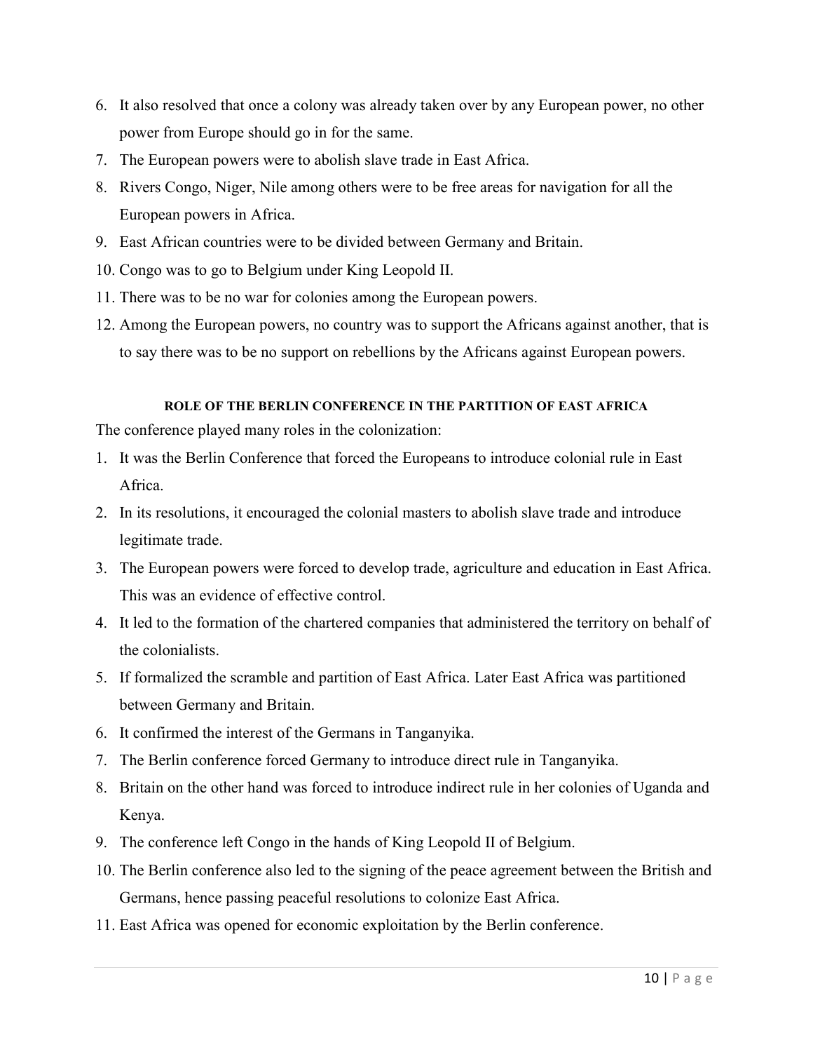6. It also resolved that once a colony was already taken over by any European power, no other power from Europe should go in for the same.
7. The European powers were to abolish slave trade in East Africa.
8. Rivers Congo, Niger, Nile among others were to be free areas for navigation for all the European powers in Africa.
9. East African countries were to be divided between Germany and Britain.
10. Congo was to go to Belgium under King Leopold II.
11. There was to be no war for colonies among the European powers.
12. Among the European powers, no country was to support the Africans against another, that is to say there was to be no support on rebellions by the Africans against European powers.

#### ROLE OF THE BERLIN CONFERENCE IN THE PARTITION OF EAST AFRICA

The conference played many roles in the colonization:

1. It was the Berlin Conference that forced the Europeans to introduce colonial rule in East Africa.
2. In its resolutions, it encouraged the colonial masters to abolish slave trade and introduce legitimate trade.
3. The European powers were forced to develop trade, agriculture and education in East Africa. This was an evidence of effective control.
4. It led to the formation of the chartered companies that administered the territory on behalf of the colonialists.
5. If formalized the scramble and partition of East Africa. Later East Africa was partitioned between Germany and Britain.
6. It confirmed the interest of the Germans in Tanganyika.
7. The Berlin conference forced Germany to introduce direct rule in Tanganyika.
8. Britain on the other hand was forced to introduce indirect rule in her colonies of Uganda and Kenya.
9. The conference left Congo in the hands of King Leopold II of Belgium.
10. The Berlin conference also led to the signing of the peace agreement between the British and Germans, hence passing peaceful resolutions to colonize East Africa.
11. East Africa was opened for economic exploitation by the Berlin conference.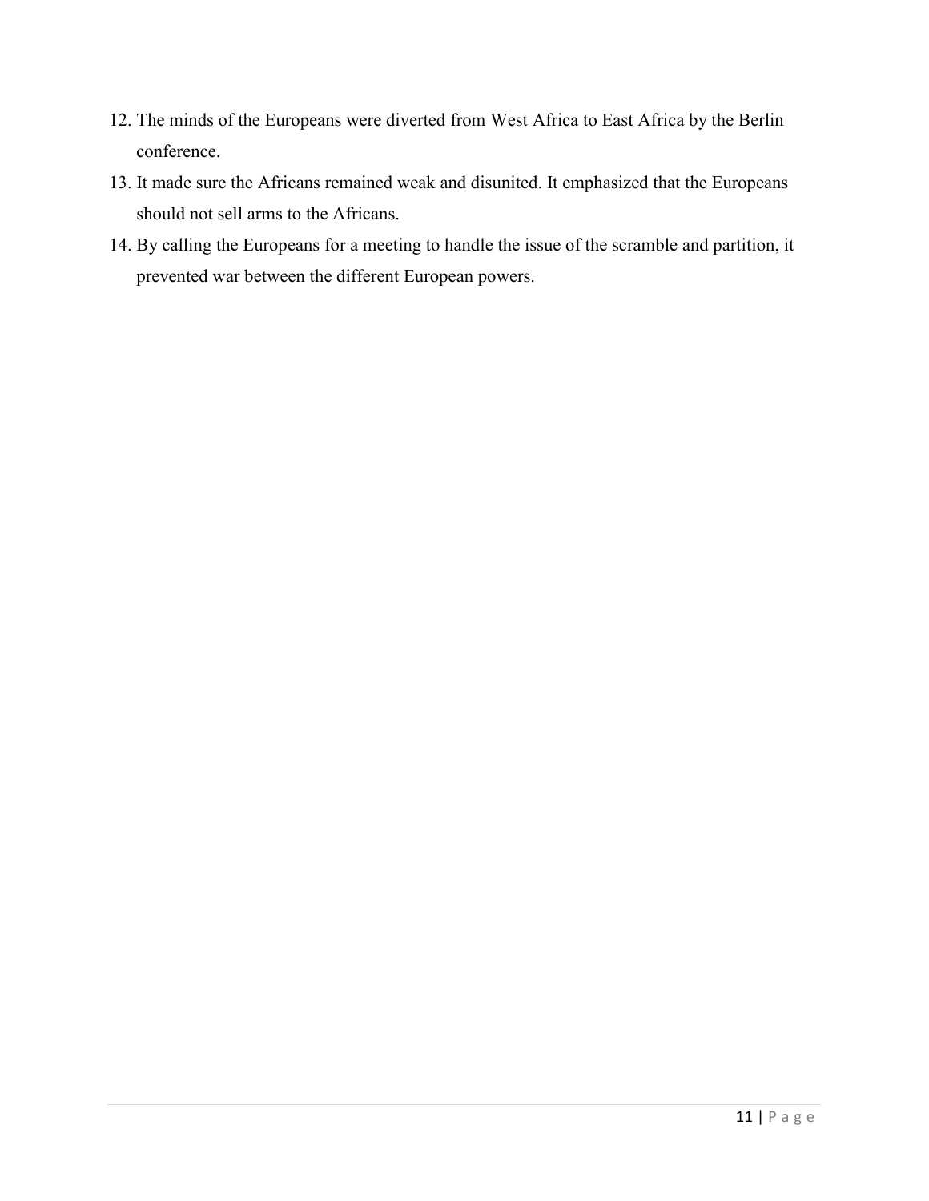12. The minds of the Europeans were diverted from West Africa to East Africa by the Berlin conference.
13. It made sure the Africans remained weak and disunited. It emphasized that the Europeans should not sell arms to the Africans.
14. By calling the Europeans for a meeting to handle the issue of the scramble and partition, it prevented war between the different European powers.